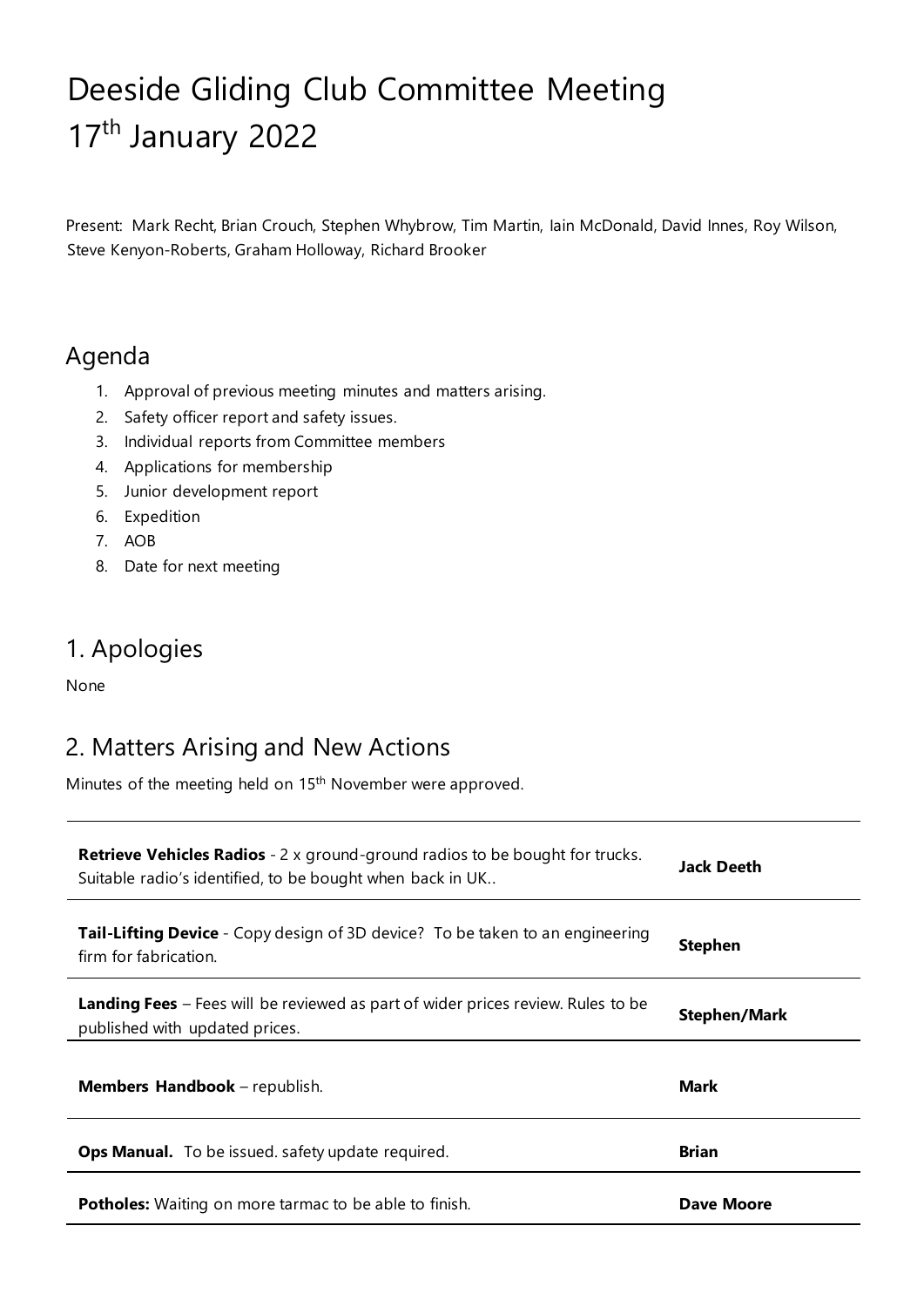# Deeside Gliding Club Committee Meeting 17th January 2022

Present: Mark Recht, Brian Crouch, Stephen Whybrow, Tim Martin, Iain McDonald, David Innes, Roy Wilson, Steve Kenyon-Roberts, Graham Holloway, Richard Brooker

## Agenda

1. Approval of previous meeting minutes and matters arising.
2. Safety officer report and safety issues.
3. Individual reports from Committee members
4. Applications for membership
5. Junior development report
6. Expedition
7. AOB
8. Date for next meeting

## 1. Apologies

None

## 2. Matters Arising and New Actions

Minutes of the meeting held on 15th November were approved.

| Item | Owner |
|---|---|
| **Retrieve Vehicles Radios** - 2 x ground-ground radios to be bought for trucks. Suitable radio's identified, to be bought when back in UK.. | **Jack Deeth** |
| **Tail-Lifting Device** - Copy design of 3D device? To be taken to an engineering firm for fabrication. | **Stephen** |
| **Landing Fees** – Fees will be reviewed as part of wider prices review. Rules to be published with updated prices. | **Stephen/Mark** |
| **Members Handbook** – republish. | **Mark** |
| **Ops Manual.** To be issued. safety update required. | **Brian** |
| **Potholes:** Waiting on more tarmac to be able to finish. | **Dave Moore** |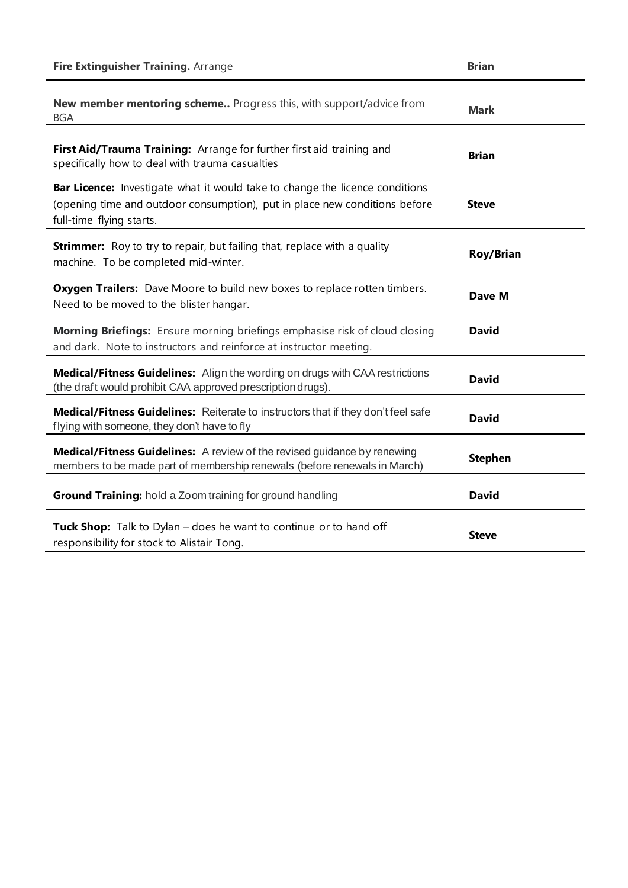| Action | Owner |
|---|---|
| **Fire Extinguisher Training.** Arrange | **Brian** |
| **New member mentoring scheme..** Progress this, with support/advice from BGA | **Mark** |
| **First Aid/Trauma Training:** Arrange for further first aid training and specifically how to deal with trauma casualties | **Brian** |
| **Bar Licence:** Investigate what it would take to change the licence conditions (opening time and outdoor consumption), put in place new conditions before full-time flying starts. | **Steve** |
| **Strimmer:** Roy to try to repair, but failing that, replace with a quality machine. To be completed mid-winter. | **Roy/Brian** |
| **Oxygen Trailers:** Dave Moore to build new boxes to replace rotten timbers. Need to be moved to the blister hangar. | **Dave M** |
| **Morning Briefings:** Ensure morning briefings emphasise risk of cloud closing and dark. Note to instructors and reinforce at instructor meeting. | **David** |
| **Medical/Fitness Guidelines:** Align the wording on drugs with CAA restrictions (the draft would prohibit CAA approved prescription drugs). | **David** |
| **Medical/Fitness Guidelines:** Reiterate to instructors that if they don't feel safe flying with someone, they don't have to fly | **David** |
| **Medical/Fitness Guidelines:** A review of the revised guidance by renewing members to be made part of membership renewals (before renewals in March) | **Stephen** |
| **Ground Training:** hold a Zoom training for ground handling | **David** |
| **Tuck Shop:** Talk to Dylan – does he want to continue or to hand off responsibility for stock to Alistair Tong. | **Steve** |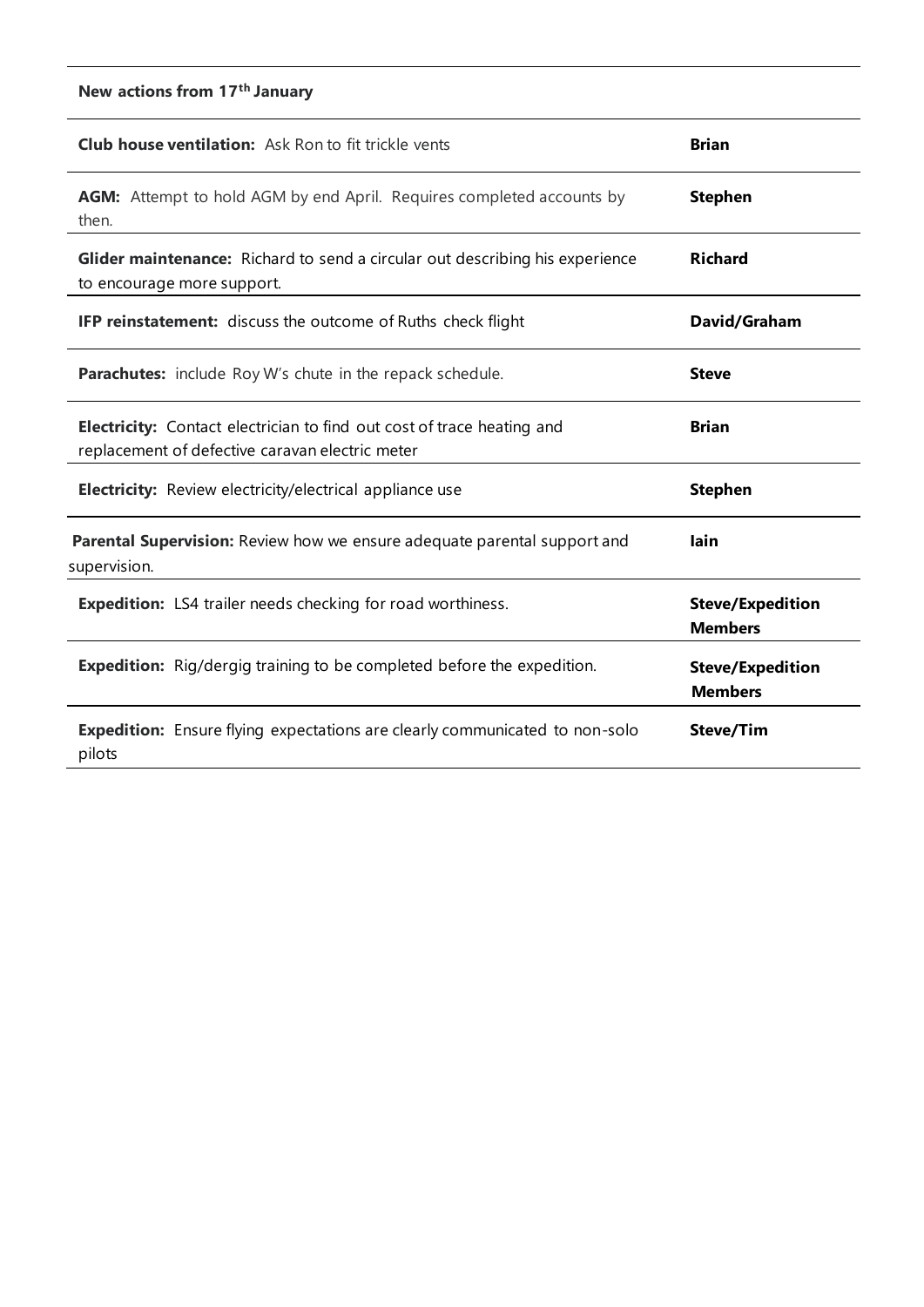| New actions from 17th January | |
|---|---|
| **Club house ventilation:** Ask Ron to fit trickle vents | **Brian** |
| **AGM:** Attempt to hold AGM by end April. Requires completed accounts by then. | **Stephen** |
| **Glider maintenance:** Richard to send a circular out describing his experience to encourage more support. | **Richard** |
| **IFP reinstatement:** discuss the outcome of Ruths check flight | **David/Graham** |
| **Parachutes:** include Roy W's chute in the repack schedule. | **Steve** |
| **Electricity:** Contact electrician to find out cost of trace heating and replacement of defective caravan electric meter | **Brian** |
| **Electricity:** Review electricity/electrical appliance use | **Stephen** |
| **Parental Supervision:** Review how we ensure adequate parental support and supervision. | **Iain** |
| **Expedition:** LS4 trailer needs checking for road worthiness. | **Steve/Expedition Members** |
| **Expedition:** Rig/dergig training to be completed before the expedition. | **Steve/Expedition Members** |
| **Expedition:** Ensure flying expectations are clearly communicated to non-solo pilots | **Steve/Tim** |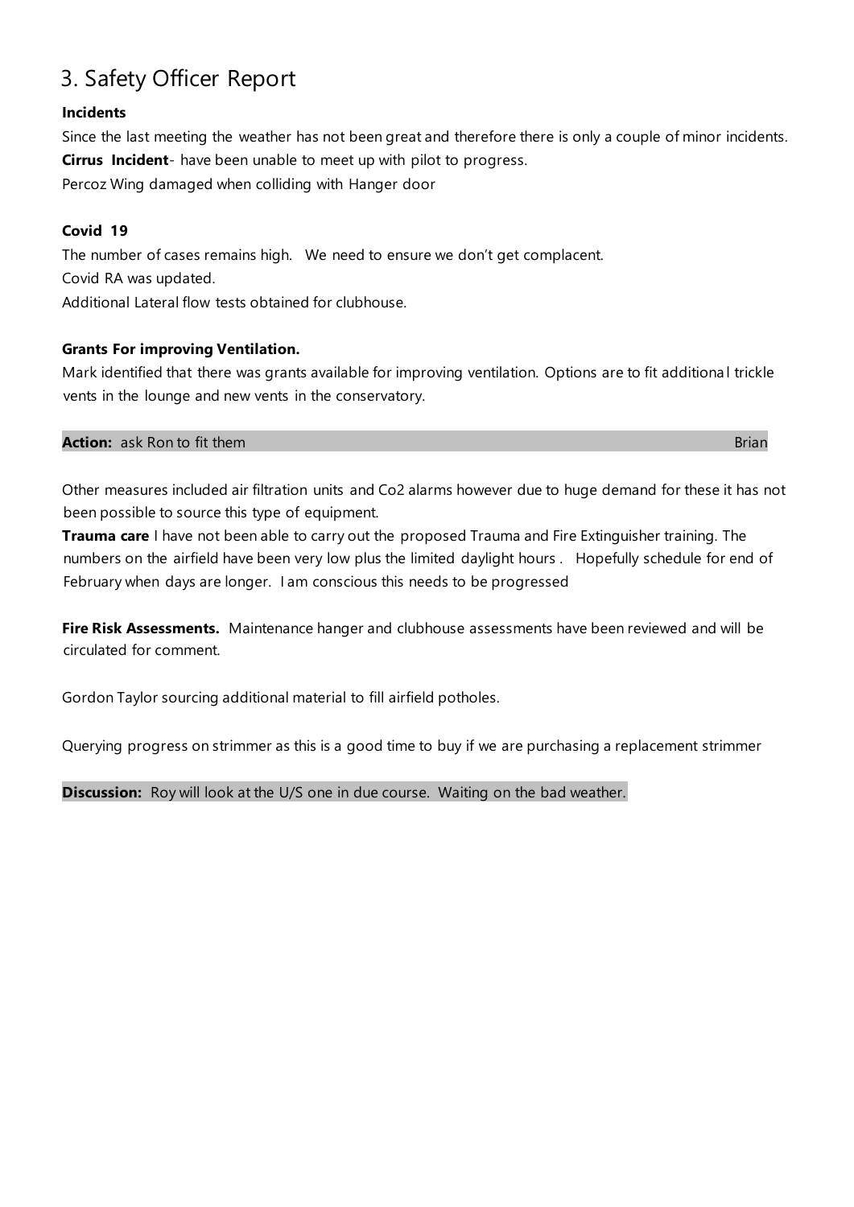# 3. Safety Officer Report

**Incidents**

Since the last meeting the weather has not been great and therefore there is only a couple of minor incidents.

**Cirrus Incident**- have been unable to meet up with pilot to progress.

Percoz Wing damaged when colliding with Hanger door

**Covid 19**

The number of cases remains high. We need to ensure we don't get complacent.

Covid RA was updated.

Additional Lateral flow tests obtained for clubhouse.

**Grants For improving Ventilation.**

Mark identified that there was grants available for improving ventilation. Options are to fit additional trickle vents in the lounge and new vents in the conservatory.

| **Action:** ask Ron to fit them | Brian |
|---|---|

Other measures included air filtration units and Co2 alarms however due to huge demand for these it has not been possible to source this type of equipment.

**Trauma care** I have not been able to carry out the proposed Trauma and Fire Extinguisher training. The numbers on the airfield have been very low plus the limited daylight hours . Hopefully schedule for end of February when days are longer. I am conscious this needs to be progressed

**Fire Risk Assessments.** Maintenance hanger and clubhouse assessments have been reviewed and will be circulated for comment.

Gordon Taylor sourcing additional material to fill airfield potholes.

Querying progress on strimmer as this is a good time to buy if we are purchasing a replacement strimmer

**Discussion:** Roy will look at the U/S one in due course. Waiting on the bad weather.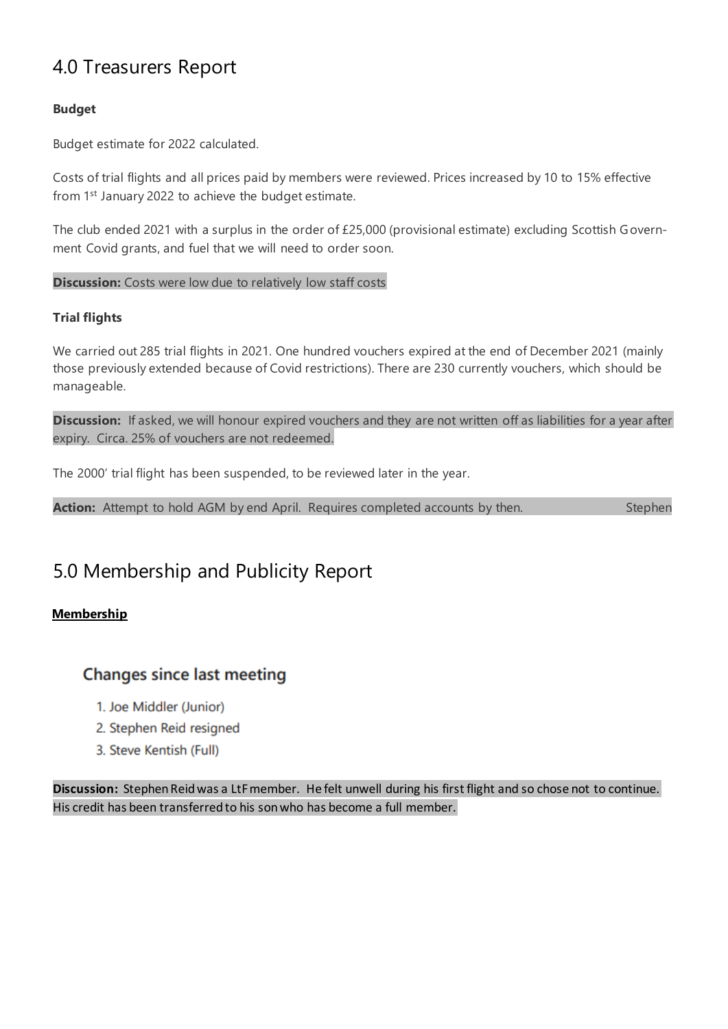# 4.0 Treasurers Report

**Budget**

Budget estimate for 2022 calculated.

Costs of trial flights and all prices paid by members were reviewed. Prices increased by 10 to 15% effective from 1st January 2022 to achieve the budget estimate.

The club ended 2021 with a surplus in the order of £25,000 (provisional estimate) excluding Scottish Government Covid grants, and fuel that we will need to order soon.

**Discussion:** Costs were low due to relatively low staff costs

**Trial flights**

We carried out 285 trial flights in 2021. One hundred vouchers expired at the end of December 2021 (mainly those previously extended because of Covid restrictions). There are 230 currently vouchers, which should be manageable.

**Discussion:** If asked, we will honour expired vouchers and they are not written off as liabilities for a year after expiry. Circa. 25% of vouchers are not redeemed.

The 2000' trial flight has been suspended, to be reviewed later in the year.

**Action:** Attempt to hold AGM by end April. Requires completed accounts by then. Stephen

# 5.0 Membership and Publicity Report

**Membership**

## Changes since last meeting

1. Joe Middler (Junior)
2. Stephen Reid resigned
3. Steve Kentish (Full)

**Discussion:** Stephen Reid was a LtF member. He felt unwell during his first flight and so chose not to continue. His credit has been transferred to his son who has become a full member.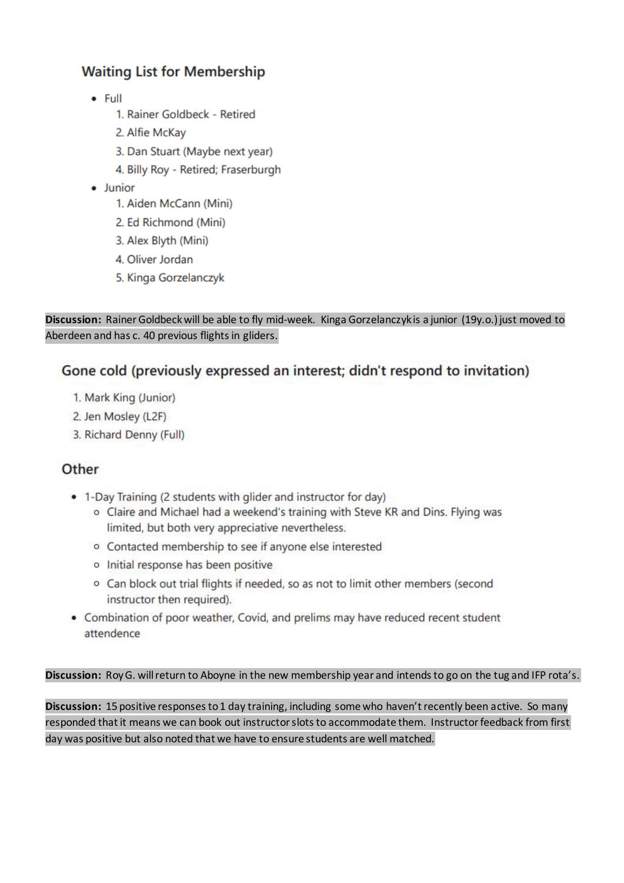## Waiting List for Membership

- Full
  1. Rainer Goldbeck - Retired
  2. Alfie McKay
  3. Dan Stuart (Maybe next year)
  4. Billy Roy - Retired; Fraserburgh
- Junior
  1. Aiden McCann (Mini)
  2. Ed Richmond (Mini)
  3. Alex Blyth (Mini)
  4. Oliver Jordan
  5. Kinga Gorzelanczyk

**Discussion:** Rainer Goldbeck will be able to fly mid-week. Kinga Gorzelanczyk is a junior (19y.o.) just moved to Aberdeen and has c. 40 previous flights in gliders.

## Gone cold (previously expressed an interest; didn't respond to invitation)

1. Mark King (Junior)
2. Jen Mosley (L2F)
3. Richard Denny (Full)

## Other

- 1-Day Training (2 students with glider and instructor for day)
  - Claire and Michael had a weekend's training with Steve KR and Dins. Flying was limited, but both very appreciative nevertheless.
  - Contacted membership to see if anyone else interested
  - Initial response has been positive
  - Can block out trial flights if needed, so as not to limit other members (second instructor then required).
- Combination of poor weather, Covid, and prelims may have reduced recent student attendence

**Discussion:** Roy G. will return to Aboyne in the new membership year and intends to go on the tug and IFP rota's.

**Discussion:** 15 positive responses to 1 day training, including some who haven't recently been active. So many responded that it means we can book out instructor slots to accommodate them. Instructor feedback from first day was positive but also noted that we have to ensure students are well matched.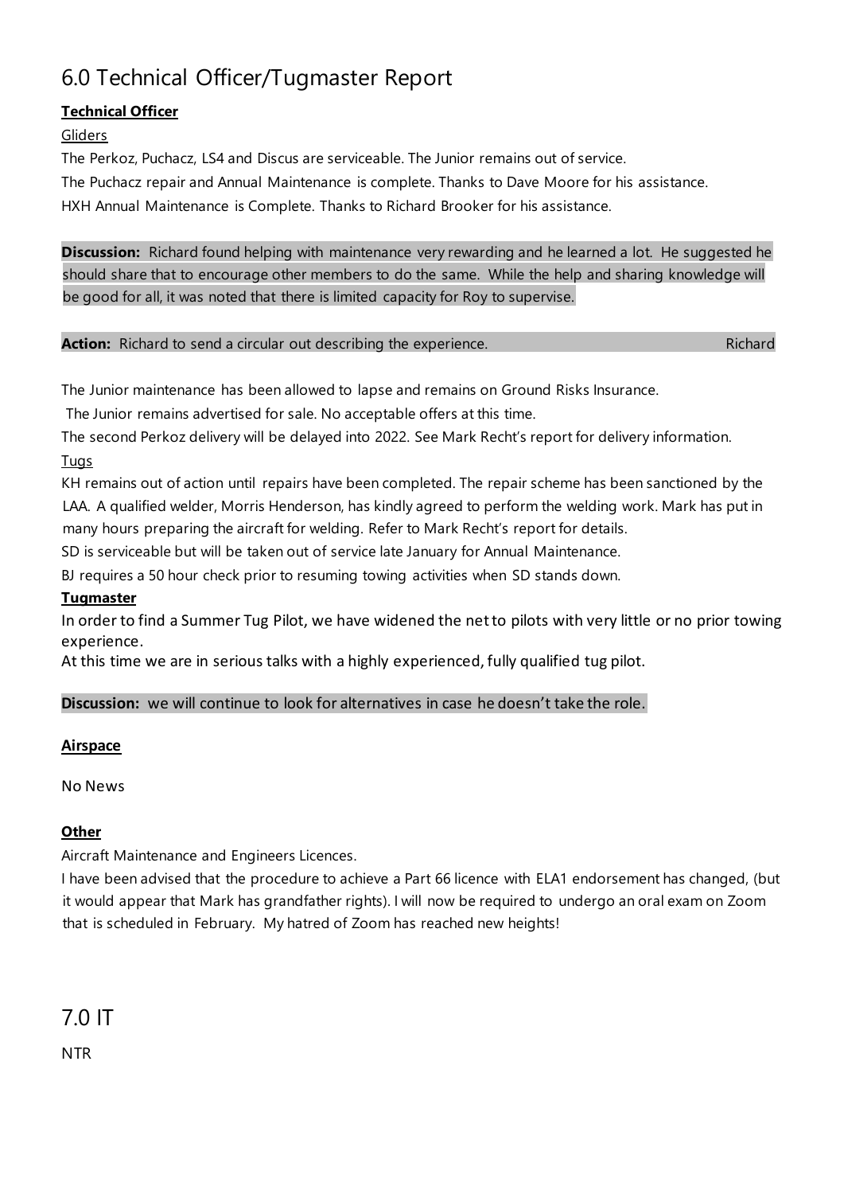# 6.0 Technical Officer/Tugmaster Report

**Technical Officer**

Gliders

The Perkoz, Puchacz, LS4 and Discus are serviceable. The Junior remains out of service.

The Puchacz repair and Annual Maintenance is complete. Thanks to Dave Moore for his assistance.

HXH Annual Maintenance is Complete. Thanks to Richard Brooker for his assistance.

**Discussion:** Richard found helping with maintenance very rewarding and he learned a lot. He suggested he should share that to encourage other members to do the same. While the help and sharing knowledge will be good for all, it was noted that there is limited capacity for Roy to supervise.

**Action:** Richard to send a circular out describing the experience. Richard

The Junior maintenance has been allowed to lapse and remains on Ground Risks Insurance.

The Junior remains advertised for sale. No acceptable offers at this time.

The second Perkoz delivery will be delayed into 2022. See Mark Recht's report for delivery information.

Tugs

KH remains out of action until repairs have been completed. The repair scheme has been sanctioned by the LAA. A qualified welder, Morris Henderson, has kindly agreed to perform the welding work. Mark has put in many hours preparing the aircraft for welding. Refer to Mark Recht's report for details.

SD is serviceable but will be taken out of service late January for Annual Maintenance.

BJ requires a 50 hour check prior to resuming towing activities when SD stands down.

**Tugmaster**

In order to find a Summer Tug Pilot, we have widened the net to pilots with very little or no prior towing experience.

At this time we are in serious talks with a highly experienced, fully qualified tug pilot.

**Discussion:** we will continue to look for alternatives in case he doesn't take the role.

**Airspace**

No News

**Other**

Aircraft Maintenance and Engineers Licences.

I have been advised that the procedure to achieve a Part 66 licence with ELA1 endorsement has changed, (but it would appear that Mark has grandfather rights). I will now be required to undergo an oral exam on Zoom that is scheduled in February. My hatred of Zoom has reached new heights!

# 7.0 IT

NTR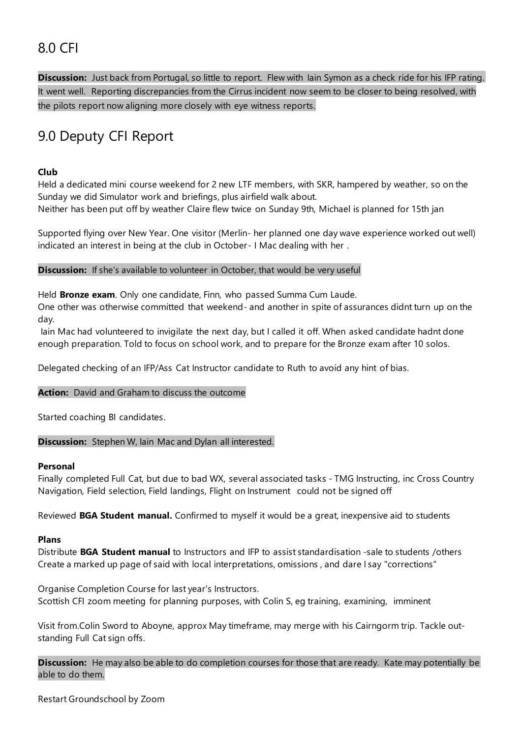## 8.0 CFI

**Discussion:** Just back from Portugal, so little to report. Flew with Iain Symon as a check ride for his IFP rating. It went well. Reporting discrepancies from the Cirrus incident now seem to be closer to being resolved, with the pilots report now aligning more closely with eye witness reports.

## 9.0 Deputy CFI Report

**Club**

Held a dedicated mini course weekend for 2 new LTF members, with SKR, hampered by weather, so on the Sunday we did Simulator work and briefings, plus airfield walk about.
Neither has been put off by weather Claire flew twice on Sunday 9th, Michael is planned for 15th jan

Supported flying over New Year. One visitor (Merlin- her planned one day wave experience worked out well) indicated an interest in being at the club in October- I Mac dealing with her .

**Discussion:** If she's available to volunteer in October, that would be very useful

Held **Bronze exam**. Only one candidate, Finn, who passed Summa Cum Laude.
One other was otherwise committed that weekend- and another in spite of assurances didnt turn up on the day.
Iain Mac had volunteered to invigilate the next day, but I called it off. When asked candidate hadnt done enough preparation. Told to focus on school work, and to prepare for the Bronze exam after 10 solos.

Delegated checking of an IFP/Ass Cat Instructor candidate to Ruth to avoid any hint of bias.

**Action:** David and Graham to discuss the outcome

Started coaching BI candidates.

**Discussion:** Stephen W, Iain Mac and Dylan all interested.

**Personal**

Finally completed Full Cat, but due to bad WX, several associated tasks - TMG Instructing, inc Cross Country Navigation, Field selection, Field landings, Flight on Instrument could not be signed off

Reviewed **BGA Student manual.** Confirmed to myself it would be a great, inexpensive aid to students

**Plans**

Distribute **BGA Student manual** to Instructors and IFP to assist standardisation -sale to students /others
Create a marked up page of said with local interpretations, omissions , and dare I say "corrections"

Organise Completion Course for last year's Instructors.
Scottish CFI zoom meeting for planning purposes, with Colin S, eg training, examining, imminent

Visit from.Colin Sword to Aboyne, approx May timeframe, may merge with his Cairngorm trip. Tackle out-standing Full Cat sign offs.

**Discussion:** He may also be able to do completion courses for those that are ready. Kate may potentially be able to do them.

Restart Groundschool by Zoom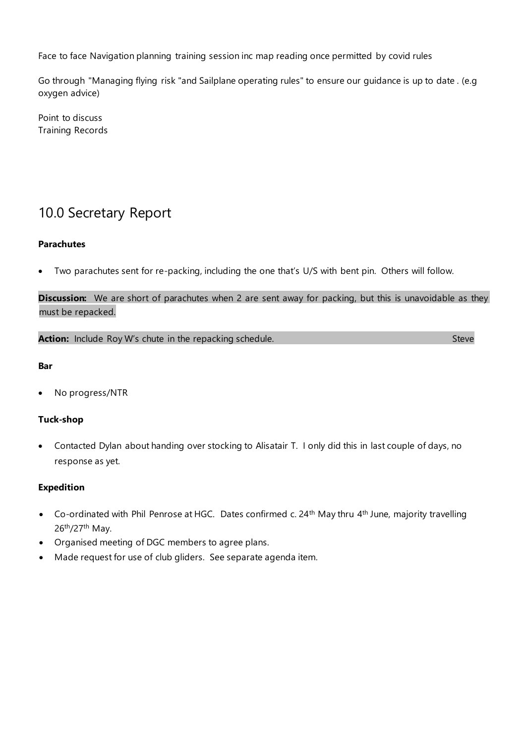Face to face Navigation planning training session inc map reading once permitted by covid rules

Go through "Managing flying risk "and Sailplane operating rules" to ensure our guidance is up to date . (e.g oxygen advice)

Point to discuss
Training Records

## 10.0 Secretary Report

**Parachutes**

- Two parachutes sent for re-packing, including the one that's U/S with bent pin. Others will follow.

**Discussion:** We are short of parachutes when 2 are sent away for packing, but this is unavoidable as they must be repacked.

**Action:** Include Roy W's chute in the repacking schedule. Steve

**Bar**

- No progress/NTR

**Tuck-shop**

- Contacted Dylan about handing over stocking to Alisatair T. I only did this in last couple of days, no response as yet.

**Expedition**

- Co-ordinated with Phil Penrose at HGC. Dates confirmed c. 24th May thru 4th June, majority travelling 26th/27th May.
- Organised meeting of DGC members to agree plans.
- Made request for use of club gliders. See separate agenda item.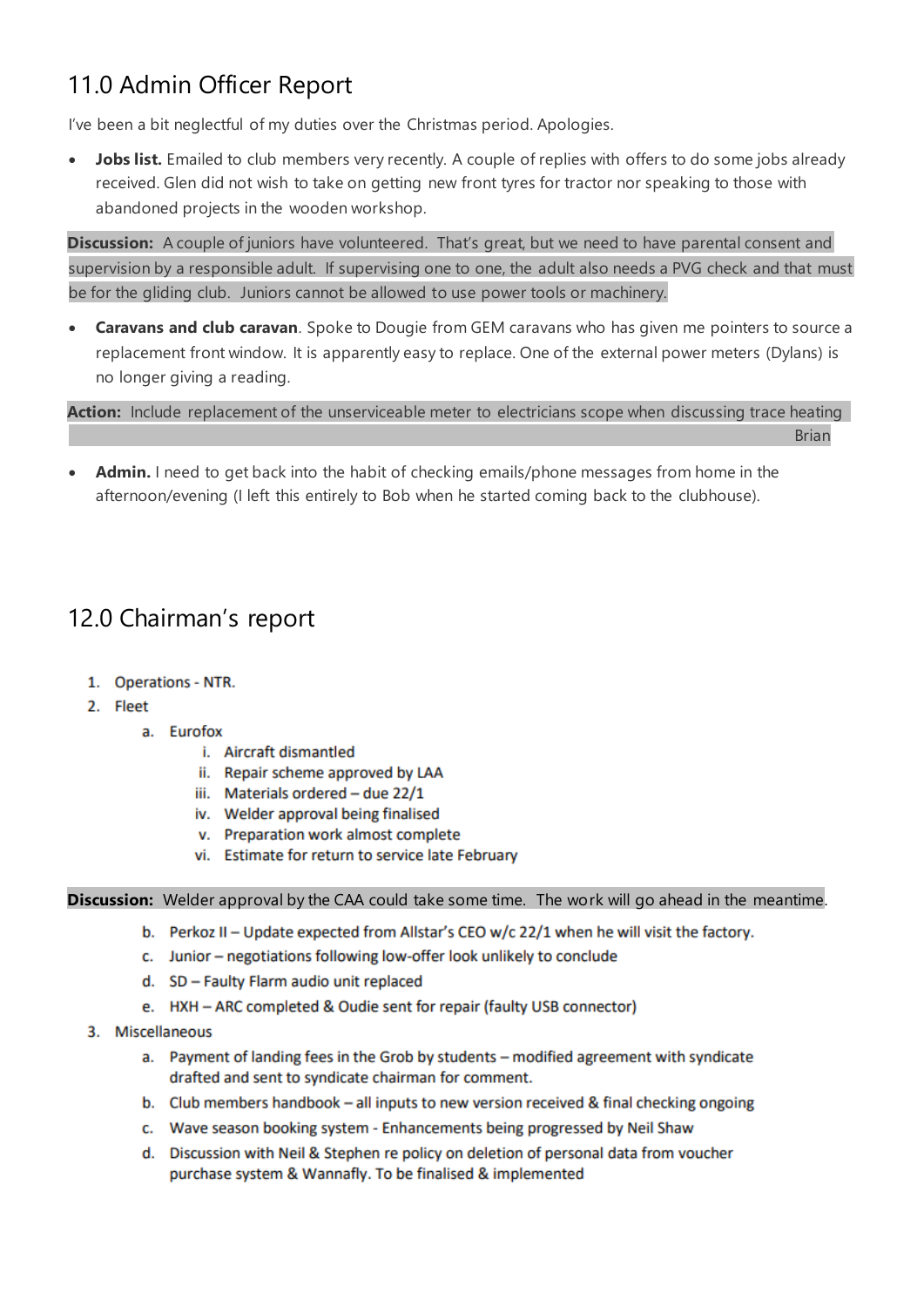## 11.0 Admin Officer Report

I've been a bit neglectful of my duties over the Christmas period. Apologies.

- **Jobs list.** Emailed to club members very recently. A couple of replies with offers to do some jobs already received. Glen did not wish to take on getting new front tyres for tractor nor speaking to those with abandoned projects in the wooden workshop.

**Discussion:** A couple of juniors have volunteered. That's great, but we need to have parental consent and supervision by a responsible adult. If supervising one to one, the adult also needs a PVG check and that must be for the gliding club. Juniors cannot be allowed to use power tools or machinery.

- **Caravans and club caravan**. Spoke to Dougie from GEM caravans who has given me pointers to source a replacement front window. It is apparently easy to replace. One of the external power meters (Dylans) is no longer giving a reading.

**Action:** Include replacement of the unserviceable meter to electricians scope when discussing trace heating Brian

- **Admin.** I need to get back into the habit of checking emails/phone messages from home in the afternoon/evening (I left this entirely to Bob when he started coming back to the clubhouse).

## 12.0 Chairman's report

1. Operations - NTR.
2. Fleet
   a. Eurofox
      i. Aircraft dismantled
      ii. Repair scheme approved by LAA
      iii. Materials ordered – due 22/1
      iv. Welder approval being finalised
      v. Preparation work almost complete
      vi. Estimate for return to service late February

**Discussion:** Welder approval by the CAA could take some time. The work will go ahead in the meantime.

   b. Perkoz II – Update expected from Allstar's CEO w/c 22/1 when he will visit the factory.
   c. Junior – negotiations following low-offer look unlikely to conclude
   d. SD – Faulty Flarm audio unit replaced
   e. HXH – ARC completed & Oudie sent for repair (faulty USB connector)
3. Miscellaneous
   a. Payment of landing fees in the Grob by students – modified agreement with syndicate drafted and sent to syndicate chairman for comment.
   b. Club members handbook – all inputs to new version received & final checking ongoing
   c. Wave season booking system - Enhancements being progressed by Neil Shaw
   d. Discussion with Neil & Stephen re policy on deletion of personal data from voucher purchase system & Wannafly. To be finalised & implemented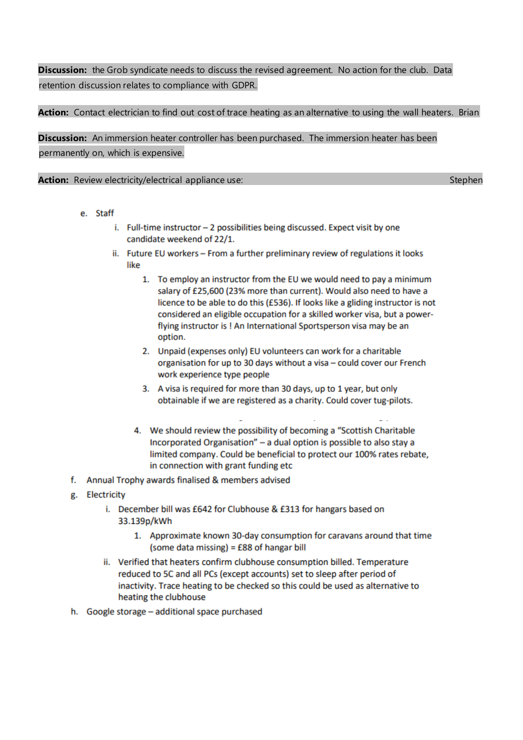**Discussion:** the Grob syndicate needs to discuss the revised agreement. No action for the club. Data retention discussion relates to compliance with GDPR.

**Action:** Contact electrician to find out cost of trace heating as an alternative to using the wall heaters. Brian

**Discussion:** An immersion heater controller has been purchased. The immersion heater has been permanently on, which is expensive.

**Action:** Review electricity/electrical appliance use: Stephen

e. Staff
   i. Full-time instructor – 2 possibilities being discussed. Expect visit by one candidate weekend of 22/1.
   ii. Future EU workers – From a further preliminary review of regulations it looks like
      1. To employ an instructor from the EU we would need to pay a minimum salary of £25,600 (23% more than current). Would also need to have a licence to be able to do this (£536). If looks like a gliding instructor is not considered an eligible occupation for a skilled worker visa, but a power-flying instructor is ! An International Sportsperson visa may be an option.
      2. Unpaid (expenses only) EU volunteers can work for a charitable organisation for up to 30 days without a visa – could cover our French work experience type people
      3. A visa is required for more than 30 days, up to 1 year, but only obtainable if we are registered as a charity. Could cover tug-pilots.
      4. We should review the possibility of becoming a "Scottish Charitable Incorporated Organisation" – a dual option is possible to also stay a limited company. Could be beneficial to protect our 100% rates rebate, in connection with grant funding etc

f. Annual Trophy awards finalised & members advised

g. Electricity
   i. December bill was £642 for Clubhouse & £313 for hangars based on 33.139p/kWh
      1. Approximate known 30-day consumption for caravans around that time (some data missing) = £88 of hangar bill
   ii. Verified that heaters confirm clubhouse consumption billed. Temperature reduced to 5C and all PCs (except accounts) set to sleep after period of inactivity. Trace heating to be checked so this could be used as alternative to heating the clubhouse

h. Google storage – additional space purchased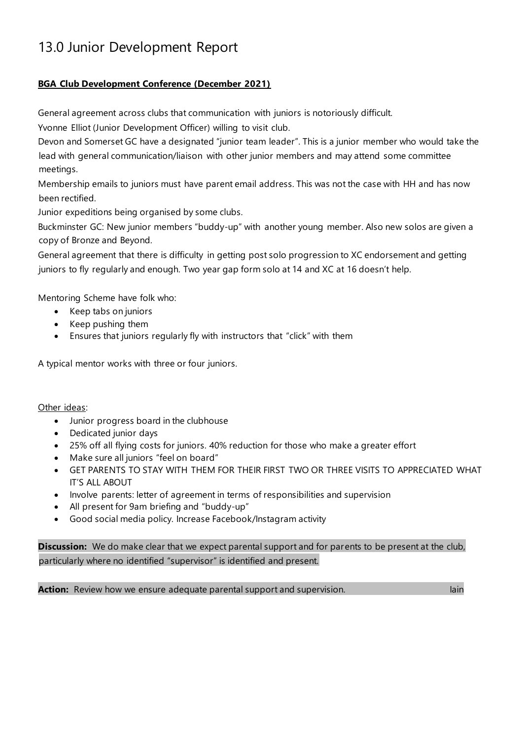# 13.0 Junior Development Report

**BGA Club Development Conference (December 2021)**

General agreement across clubs that communication with juniors is notoriously difficult.

Yvonne Elliot (Junior Development Officer) willing to visit club.

Devon and Somerset GC have a designated "junior team leader". This is a junior member who would take the lead with general communication/liaison with other junior members and may attend some committee meetings.

Membership emails to juniors must have parent email address. This was not the case with HH and has now been rectified.

Junior expeditions being organised by some clubs.

Buckminster GC: New junior members "buddy-up" with another young member. Also new solos are given a copy of Bronze and Beyond.

General agreement that there is difficulty in getting post solo progression to XC endorsement and getting juniors to fly regularly and enough. Two year gap form solo at 14 and XC at 16 doesn't help.

Mentoring Scheme have folk who:

- Keep tabs on juniors
- Keep pushing them
- Ensures that juniors regularly fly with instructors that "click" with them

A typical mentor works with three or four juniors.

Other ideas:

- Junior progress board in the clubhouse
- Dedicated junior days
- 25% off all flying costs for juniors. 40% reduction for those who make a greater effort
- Make sure all juniors "feel on board"
- GET PARENTS TO STAY WITH THEM FOR THEIR FIRST TWO OR THREE VISITS TO APPRECIATED WHAT IT'S ALL ABOUT
- Involve parents: letter of agreement in terms of responsibilities and supervision
- All present for 9am briefing and "buddy-up"
- Good social media policy. Increase Facebook/Instagram activity

**Discussion:** We do make clear that we expect parental support and for parents to be present at the club, particularly where no identified "supervisor" is identified and present.

**Action:** Review how we ensure adequate parental support and supervision. Iain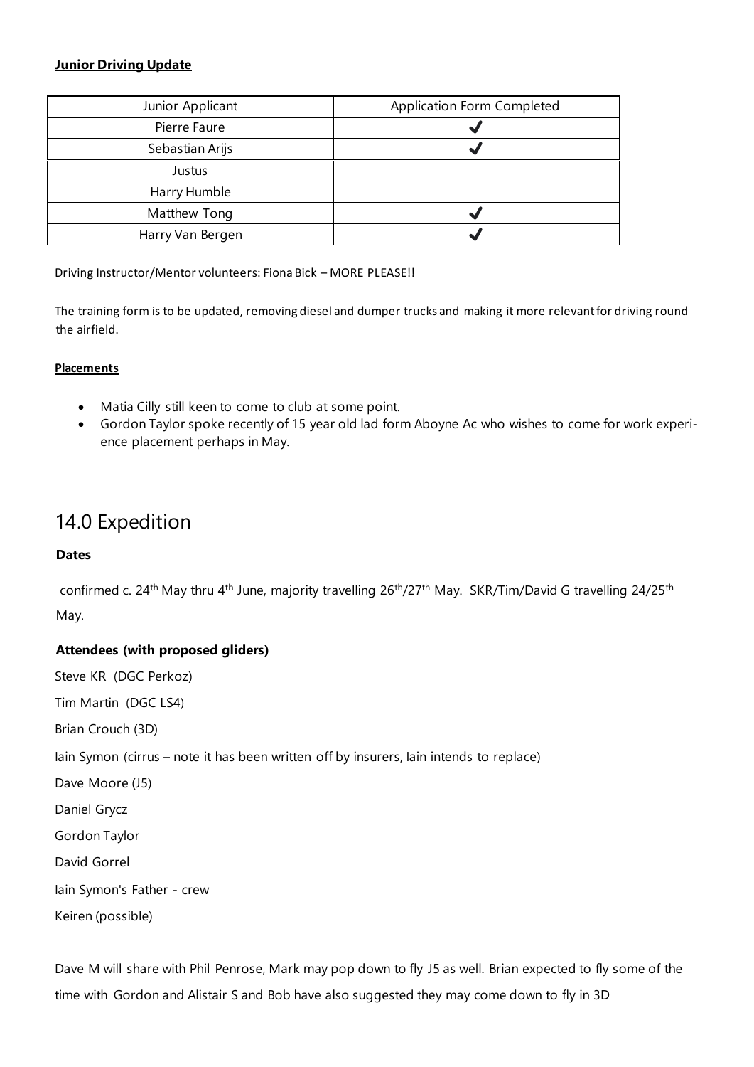**Junior Driving Update**

| Junior Applicant | Application Form Completed |
|---|---|
| Pierre Faure | ✔ |
| Sebastian Arijs | ✔ |
| Justus | |
| Harry Humble | |
| Matthew Tong | ✔ |
| Harry Van Bergen | ✔ |

Driving Instructor/Mentor volunteers: Fiona Bick – MORE PLEASE!!

The training form is to be updated, removing diesel and dumper trucks and making it more relevant for driving round the airfield.

**Placements**

- Matia Cilly still keen to come to club at some point.
- Gordon Taylor spoke recently of 15 year old lad form Aboyne Ac who wishes to come for work experience placement perhaps in May.

# 14.0 Expedition

**Dates**

confirmed c. 24th May thru 4th June, majority travelling 26th/27th May. SKR/Tim/David G travelling 24/25th May.

**Attendees (with proposed gliders)**

Steve KR (DGC Perkoz)

Tim Martin (DGC LS4)

Brian Crouch (3D)

Iain Symon (cirrus – note it has been written off by insurers, Iain intends to replace)

Dave Moore (J5)

Daniel Grycz

Gordon Taylor

David Gorrel

Iain Symon's Father - crew

Keiren (possible)

Dave M will share with Phil Penrose, Mark may pop down to fly J5 as well. Brian expected to fly some of the time with Gordon and Alistair S and Bob have also suggested they may come down to fly in 3D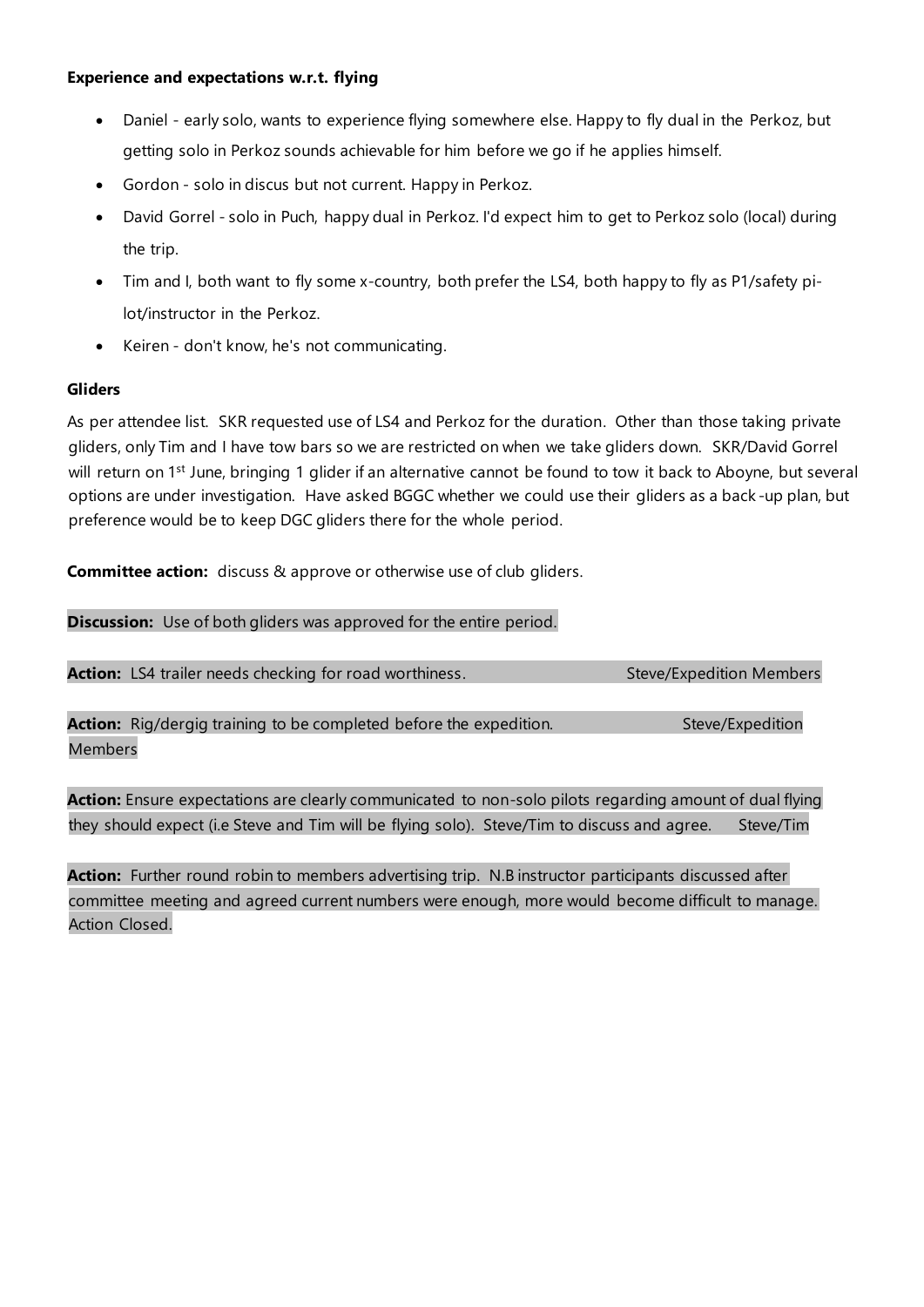**Experience and expectations w.r.t. flying**

- Daniel - early solo, wants to experience flying somewhere else. Happy to fly dual in the Perkoz, but getting solo in Perkoz sounds achievable for him before we go if he applies himself.
- Gordon - solo in discus but not current. Happy in Perkoz.
- David Gorrel - solo in Puch, happy dual in Perkoz. I'd expect him to get to Perkoz solo (local) during the trip.
- Tim and I, both want to fly some x-country, both prefer the LS4, both happy to fly as P1/safety pilot/instructor in the Perkoz.
- Keiren - don't know, he's not communicating.

**Gliders**

As per attendee list. SKR requested use of LS4 and Perkoz for the duration. Other than those taking private gliders, only Tim and I have tow bars so we are restricted on when we take gliders down. SKR/David Gorrel will return on 1st June, bringing 1 glider if an alternative cannot be found to tow it back to Aboyne, but several options are under investigation. Have asked BGGC whether we could use their gliders as a back-up plan, but preference would be to keep DGC gliders there for the whole period.

**Committee action:** discuss & approve or otherwise use of club gliders.

**Discussion:** Use of both gliders was approved for the entire period.

**Action:** LS4 trailer needs checking for road worthiness. Steve/Expedition Members

**Action:** Rig/dergig training to be completed before the expedition. Steve/Expedition Members

**Action:** Ensure expectations are clearly communicated to non-solo pilots regarding amount of dual flying they should expect (i.e Steve and Tim will be flying solo). Steve/Tim to discuss and agree. Steve/Tim

**Action:** Further round robin to members advertising trip. N.B instructor participants discussed after committee meeting and agreed current numbers were enough, more would become difficult to manage. Action Closed.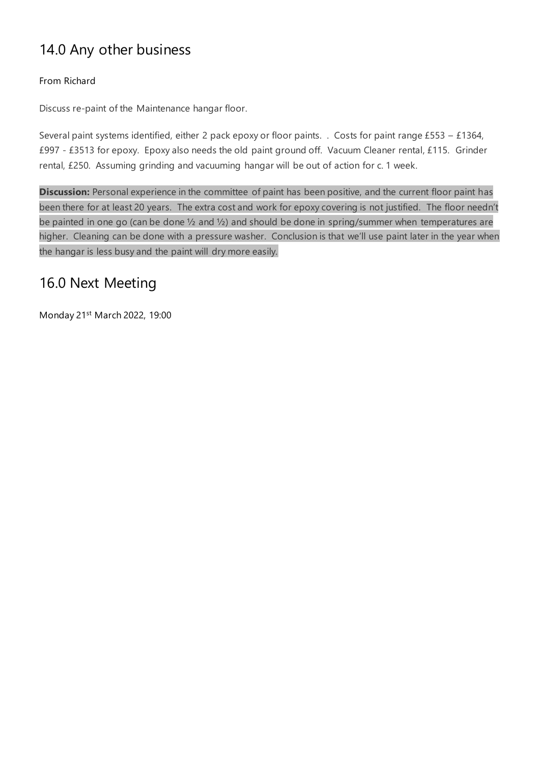## 14.0 Any other business

From Richard

Discuss re-paint of the Maintenance hangar floor.

Several paint systems identified, either 2 pack epoxy or floor paints. . Costs for paint range £553 – £1364, £997 - £3513 for epoxy. Epoxy also needs the old paint ground off. Vacuum Cleaner rental, £115. Grinder rental, £250. Assuming grinding and vacuuming hangar will be out of action for c. 1 week.

**Discussion:** Personal experience in the committee of paint has been positive, and the current floor paint has been there for at least 20 years. The extra cost and work for epoxy covering is not justified. The floor needn't be painted in one go (can be done ½ and ½) and should be done in spring/summer when temperatures are higher. Cleaning can be done with a pressure washer. Conclusion is that we'll use paint later in the year when the hangar is less busy and the paint will dry more easily.

## 16.0 Next Meeting

Monday 21st March 2022, 19:00